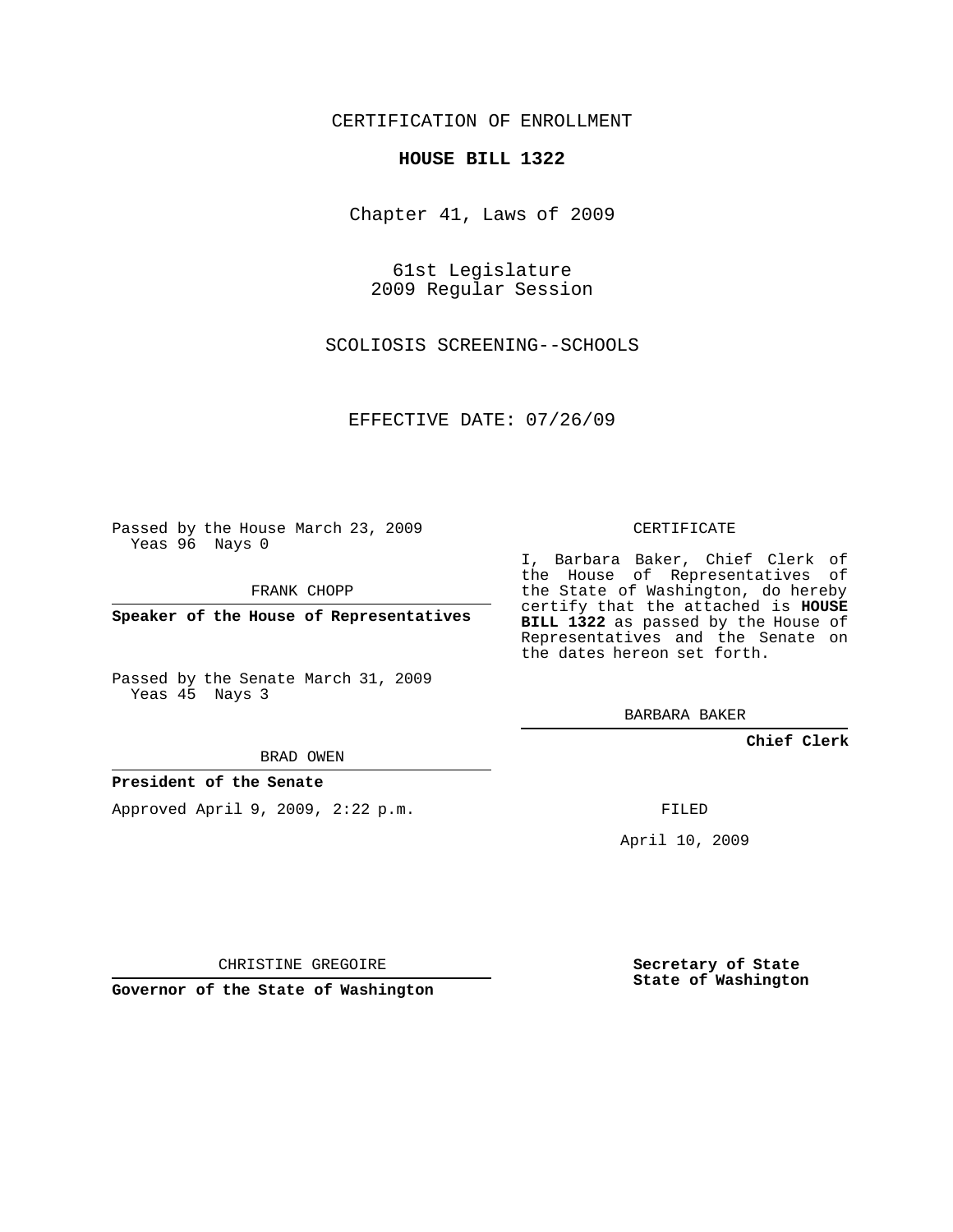CERTIFICATION OF ENROLLMENT

**HOUSE BILL 1322**

Chapter 41, Laws of 2009

61st Legislature
2009 Regular Session

SCOLIOSIS SCREENING--SCHOOLS

EFFECTIVE DATE: 07/26/09

Passed by the House March 23, 2009
Yeas 96 Nays 0

FRANK CHOPP

**Speaker of the House of Representatives**

Passed by the Senate March 31, 2009
Yeas 45 Nays 3

BRAD OWEN

**President of the Senate**

Approved April 9, 2009, 2:22 p.m.

CHRISTINE GREGOIRE

**Governor of the State of Washington**

CERTIFICATE

I, Barbara Baker, Chief Clerk of the House of Representatives of the State of Washington, do hereby certify that the attached is **HOUSE BILL 1322** as passed by the House of Representatives and the Senate on the dates hereon set forth.

BARBARA BAKER

**Chief Clerk**

FILED

April 10, 2009

**Secretary of State**
**State of Washington**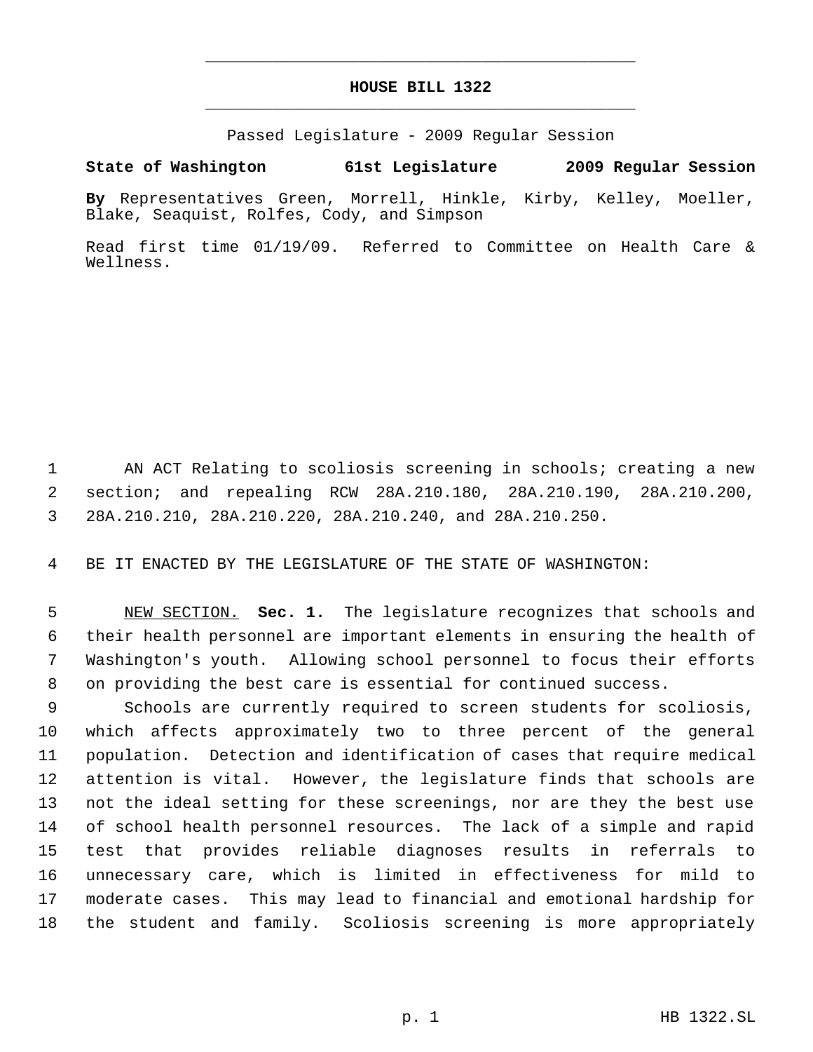# HOUSE BILL 1322

Passed Legislature - 2009 Regular Session

**State of Washington 61st Legislature 2009 Regular Session**

**By** Representatives Green, Morrell, Hinkle, Kirby, Kelley, Moeller, Blake, Seaquist, Rolfes, Cody, and Simpson

Read first time 01/19/09. Referred to Committee on Health Care & Wellness.

AN ACT Relating to scoliosis screening in schools; creating a new section; and repealing RCW 28A.210.180, 28A.210.190, 28A.210.200, 28A.210.210, 28A.210.220, 28A.210.240, and 28A.210.250.

BE IT ENACTED BY THE LEGISLATURE OF THE STATE OF WASHINGTON:

NEW SECTION. **Sec. 1.** The legislature recognizes that schools and their health personnel are important elements in ensuring the health of Washington's youth. Allowing school personnel to focus their efforts on providing the best care is essential for continued success.

Schools are currently required to screen students for scoliosis, which affects approximately two to three percent of the general population. Detection and identification of cases that require medical attention is vital. However, the legislature finds that schools are not the ideal setting for these screenings, nor are they the best use of school health personnel resources. The lack of a simple and rapid test that provides reliable diagnoses results in referrals to unnecessary care, which is limited in effectiveness for mild to moderate cases. This may lead to financial and emotional hardship for the student and family. Scoliosis screening is more appropriately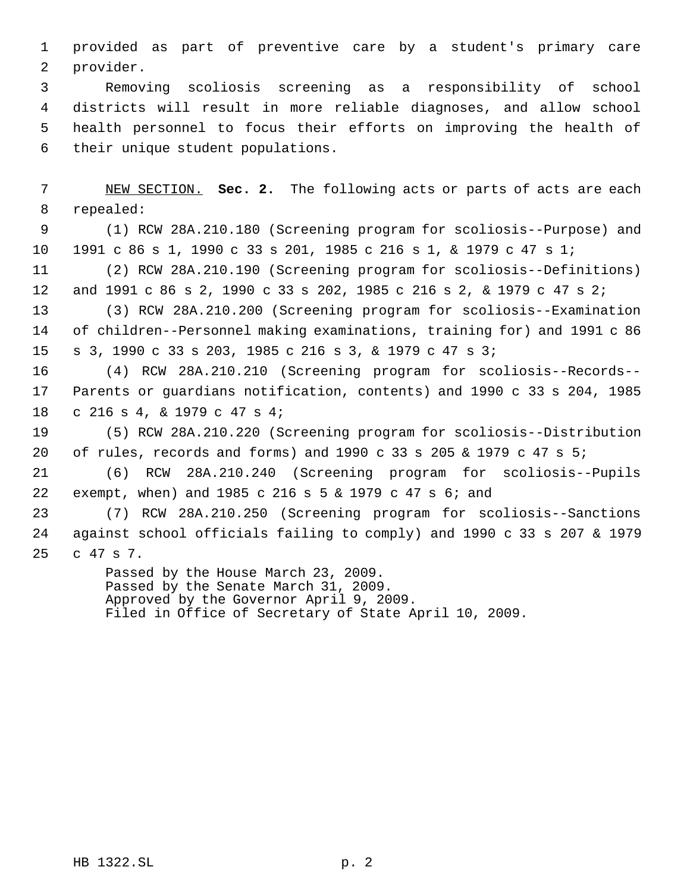provided as part of preventive care by a student's primary care provider.

Removing scoliosis screening as a responsibility of school districts will result in more reliable diagnoses, and allow school health personnel to focus their efforts on improving the health of their unique student populations.

NEW SECTION. **Sec. 2.** The following acts or parts of acts are each repealed:

(1) RCW 28A.210.180 (Screening program for scoliosis--Purpose) and 1991 c 86 s 1, 1990 c 33 s 201, 1985 c 216 s 1, & 1979 c 47 s 1;

(2) RCW 28A.210.190 (Screening program for scoliosis--Definitions) and 1991 c 86 s 2, 1990 c 33 s 202, 1985 c 216 s 2, & 1979 c 47 s 2;

(3) RCW 28A.210.200 (Screening program for scoliosis--Examination of children--Personnel making examinations, training for) and 1991 c 86 s 3, 1990 c 33 s 203, 1985 c 216 s 3, & 1979 c 47 s 3;

(4) RCW 28A.210.210 (Screening program for scoliosis--Records--Parents or guardians notification, contents) and 1990 c 33 s 204, 1985 c 216 s 4, & 1979 c 47 s 4;

(5) RCW 28A.210.220 (Screening program for scoliosis--Distribution of rules, records and forms) and 1990 c 33 s 205 & 1979 c 47 s 5;

(6) RCW 28A.210.240 (Screening program for scoliosis--Pupils exempt, when) and 1985 c 216 s 5 & 1979 c 47 s 6; and

(7) RCW 28A.210.250 (Screening program for scoliosis--Sanctions against school officials failing to comply) and 1990 c 33 s 207 & 1979 c 47 s 7.

Passed by the House March 23, 2009.
Passed by the Senate March 31, 2009.
Approved by the Governor April 9, 2009.
Filed in Office of Secretary of State April 10, 2009.